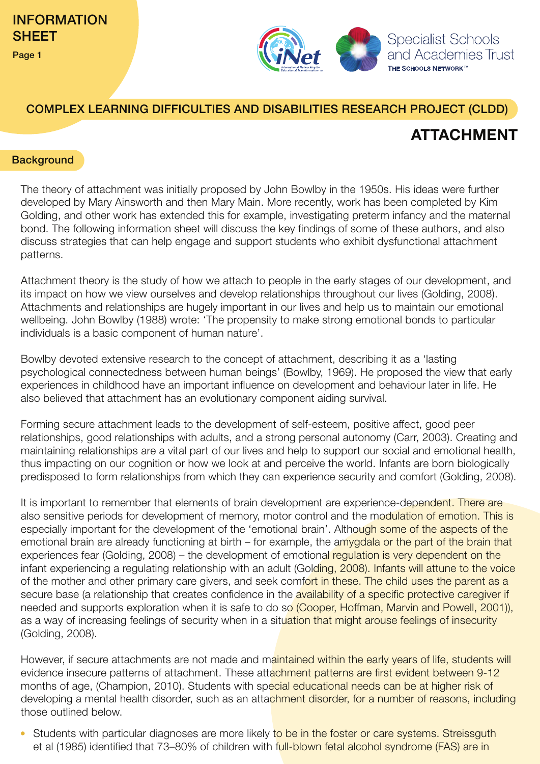INFORMATION SHEET

COMPLEX LEARNING DIFFICULTIES AND DISABILITIES RESEARCH PROJECT (CLDD)

# ATTACHMENT

## Background

The theory of attachment was initially proposed by John Bowlby in the 1950s. His ideas were further developed by Mary Ainsworth and then Mary Main. More recently, work has been completed by Kim Golding, and other work has extended this for example, investigating preterm infancy and the maternal bond. The following information sheet will discuss the key findings of some of these authors, and also discuss strategies that can help engage and support students who exhibit dysfunctional attachment patterns.

Attachment theory is the study of how we attach to people in the early stages of our development, and its impact on how we view ourselves and develop relationships throughout our lives (Golding, 2008). Attachments and relationships are hugely important in our lives and help us to maintain our emotional wellbeing. John Bowlby (1988) wrote: 'The propensity to make strong emotional bonds to particular individuals is a basic component of human nature'.

Bowlby devoted extensive research to the concept of attachment, describing it as a 'lasting psychological connectedness between human beings' (Bowlby, 1969). He proposed the view that early experiences in childhood have an important influence on development and behaviour later in life. He also believed that attachment has an evolutionary component aiding survival.

Forming secure attachment leads to the development of self-esteem, positive affect, good peer relationships, good relationships with adults, and a strong personal autonomy (Carr, 2003). Creating and maintaining relationships are a vital part of our lives and help to support our social and emotional health, thus impacting on our cognition or how we look at and perceive the world. Infants are born biologically predisposed to form relationships from which they can experience security and comfort (Golding, 2008).

It is important to remember that elements of brain development are experience-dependent. There are also sensitive periods for development of memory, motor control and the modulation of emotion. This is especially important for the development of the 'emotional brain'. Although some of the aspects of the emotional brain are already functioning at birth – for example, the amygdala or the part of the brain that experiences fear (Golding, 2008) – the development of emotional regulation is very dependent on the infant experiencing a regulating relationship with an adult (Golding, 2008). Infants will attune to the voice of the mother and other primary care givers, and seek comfort in these. The child uses the parent as a secure base (a relationship that creates confidence in the availability of a specific protective caregiver if needed and supports exploration when it is safe to do so (Cooper, Hoffman, Marvin and Powell, 2001)), as a way of increasing feelings of security when in a situation that might arouse feelings of insecurity (Golding, 2008).

However, if secure attachments are not made and maintained within the early years of life, students will evidence insecure patterns of attachment. These attachment patterns are first evident between 9-12 months of age, (Champion, 2010). Students with special educational needs can be at higher risk of developing a mental health disorder, such as an attachment disorder, for a number of reasons, including those outlined below.

- Students with particular diagnoses are more likely to be in the foster or care systems. Streissguth et al (1985) identified that 73–80% of children with full-blown fetal alcohol syndrome (FAS) are in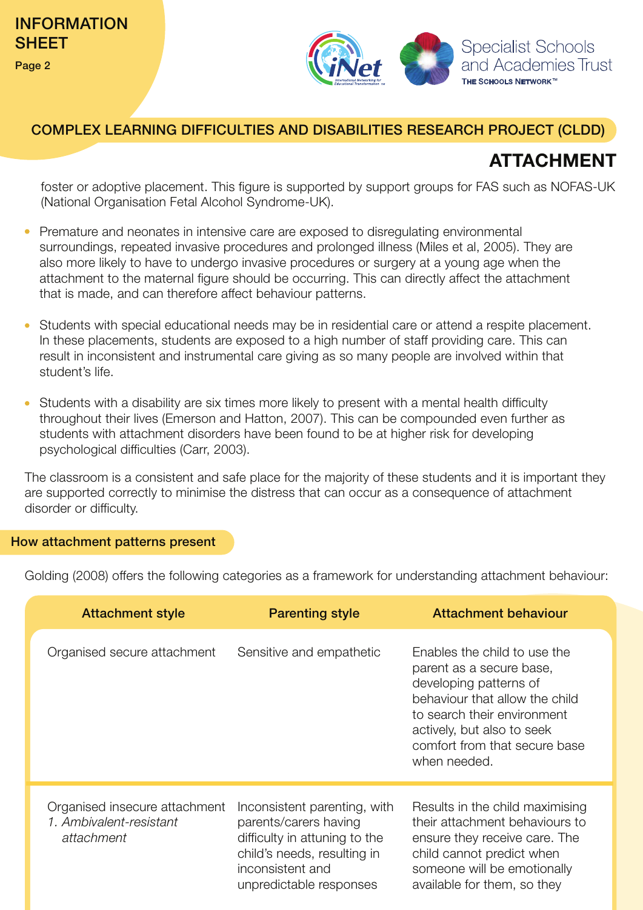foster or adoptive placement. This figure is supported by support groups for FAS such as NOFAS-UK (National Organisation Fetal Alcohol Syndrome-UK).

- Premature and neonates in intensive care are exposed to disregulating environmental surroundings, repeated invasive procedures and prolonged illness (Miles et al, 2005). They are also more likely to have to undergo invasive procedures or surgery at a young age when the attachment to the maternal figure should be occurring. This can directly affect the attachment that is made, and can therefore affect behaviour patterns.

- Students with special educational needs may be in residential care or attend a respite placement. In these placements, students are exposed to a high number of staff providing care. This can result in inconsistent and instrumental care giving as so many people are involved within that student's life.

- Students with a disability are six times more likely to present with a mental health difficulty throughout their lives (Emerson and Hatton, 2007). This can be compounded even further as students with attachment disorders have been found to be at higher risk for developing psychological difficulties (Carr, 2003).

The classroom is a consistent and safe place for the majority of these students and it is important they are supported correctly to minimise the distress that can occur as a consequence of attachment disorder or difficulty.

## How attachment patterns present

Golding (2008) offers the following categories as a framework for understanding attachment behaviour:

| Attachment style | Parenting style | Attachment behaviour |
|---|---|---|
| Organised secure attachment | Sensitive and empathetic | Enables the child to use the parent as a secure base, developing patterns of behaviour that allow the child to search their environment actively, but also to seek comfort from that secure base when needed. |
| Organised insecure attachment<br>*1. Ambivalent-resistant attachment* | Inconsistent parenting, with parents/carers having difficulty in attuning to the child's needs, resulting in inconsistent and unpredictable responses | Results in the child maximising their attachment behaviours to ensure they receive care. The child cannot predict when someone will be emotionally available for them, so they |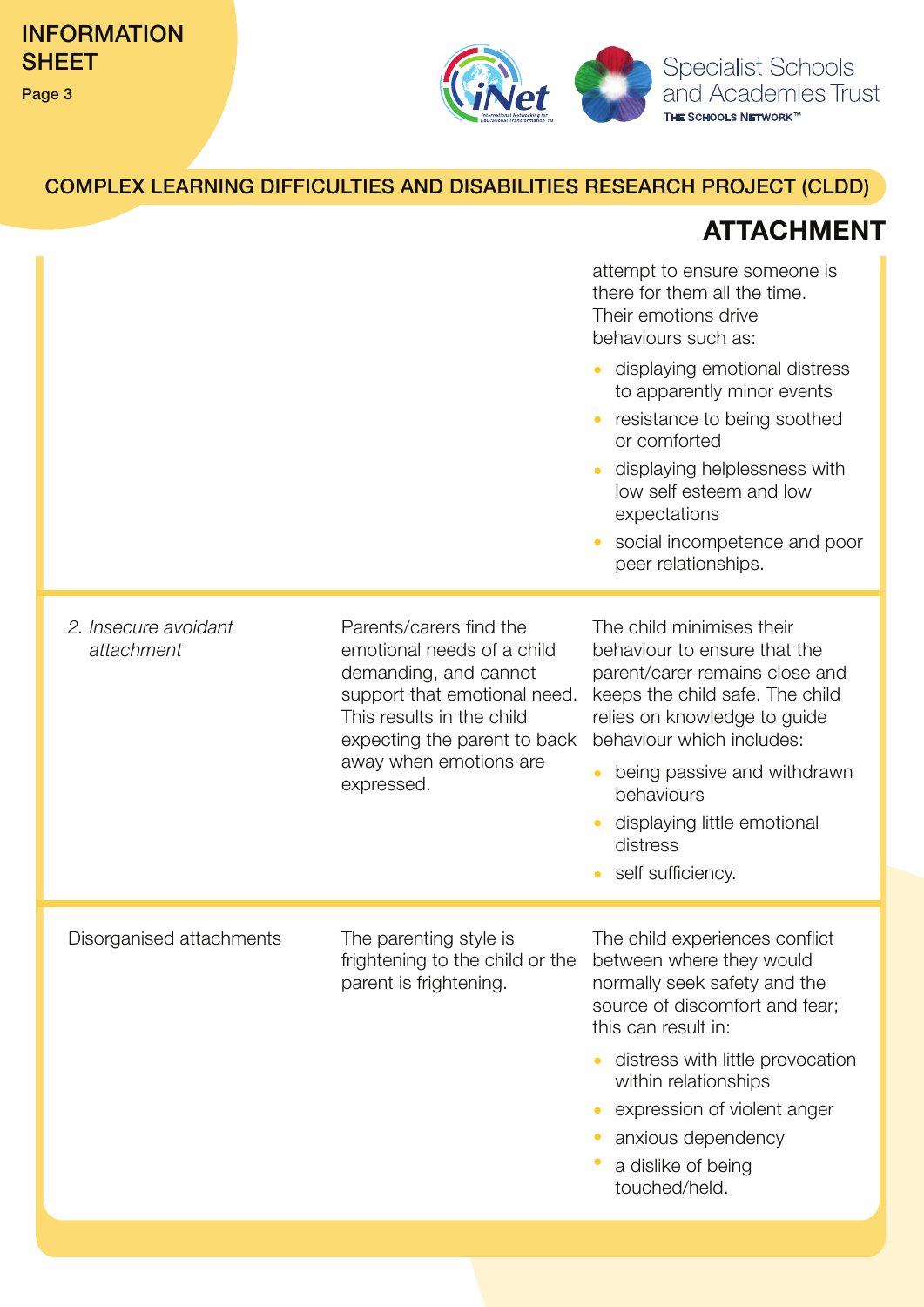## COMPLEX LEARNING DIFFICULTIES AND DISABILITIES RESEARCH PROJECT (CLDD)

# ATTACHMENT

| | | |
|---|---|---|
| | | attempt to ensure someone is there for them all the time. Their emotions drive behaviours such as:<br>• displaying emotional distress to apparently minor events<br>• resistance to being soothed or comforted<br>• displaying helplessness with low self esteem and low expectations<br>• social incompetence and poor peer relationships. |
| *2. Insecure avoidant attachment* | Parents/carers find the emotional needs of a child demanding, and cannot support that emotional need. This results in the child expecting the parent to back away when emotions are expressed. | The child minimises their behaviour to ensure that the parent/carer remains close and keeps the child safe. The child relies on knowledge to guide behaviour which includes:<br>• being passive and withdrawn behaviours<br>• displaying little emotional distress<br>• self sufficiency. |
| Disorganised attachments | The parenting style is frightening to the child or the parent is frightening. | The child experiences conflict between where they would normally seek safety and the source of discomfort and fear; this can result in:<br>• distress with little provocation within relationships<br>• expression of violent anger<br>• anxious dependency<br>• a dislike of being touched/held. |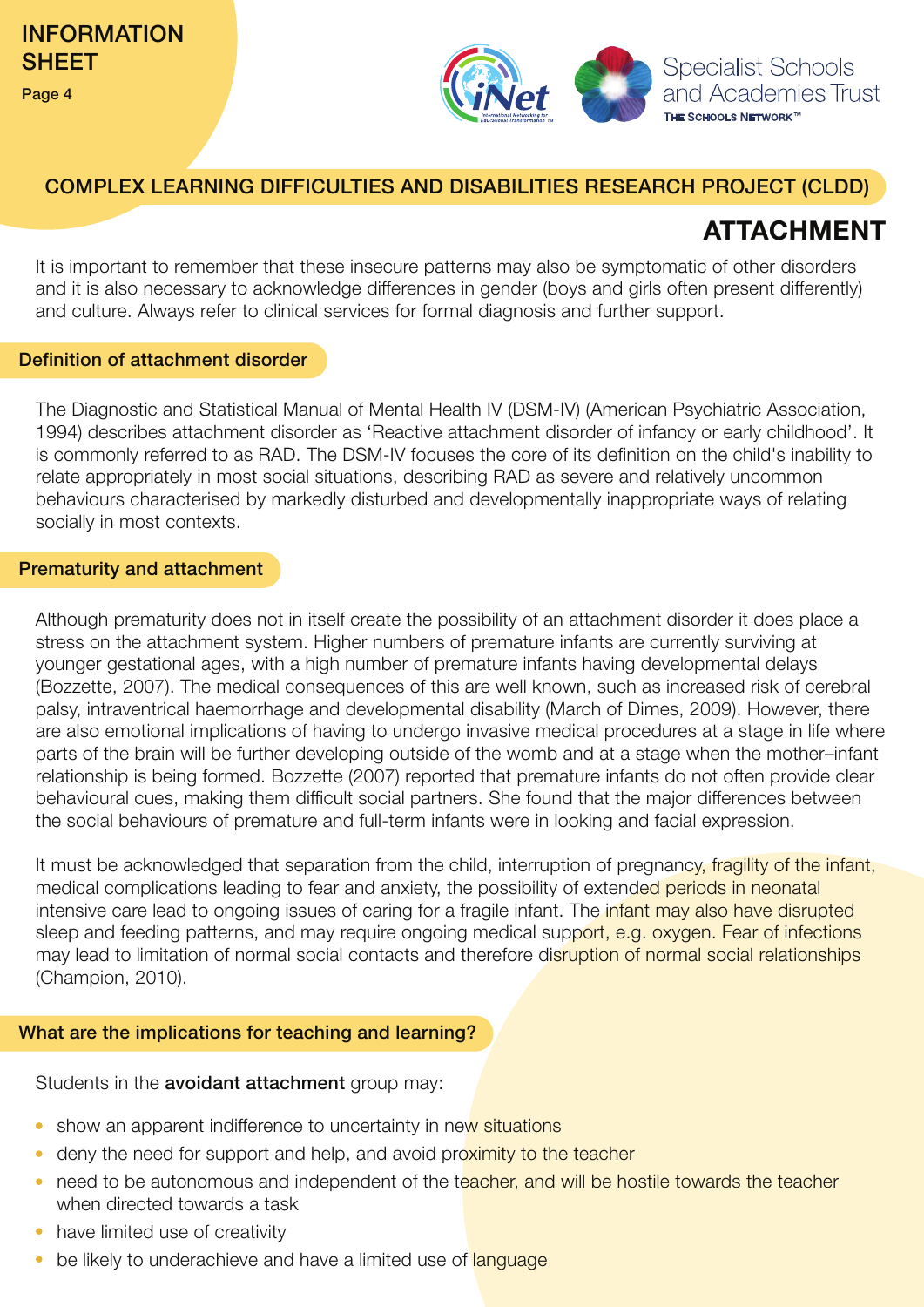## COMPLEX LEARNING DIFFICULTIES AND DISABILITIES RESEARCH PROJECT (CLDD)

# ATTACHMENT

It is important to remember that these insecure patterns may also be symptomatic of other disorders and it is also necessary to acknowledge differences in gender (boys and girls often present differently) and culture. Always refer to clinical services for formal diagnosis and further support.

### Definition of attachment disorder

The Diagnostic and Statistical Manual of Mental Health IV (DSM-IV) (American Psychiatric Association, 1994) describes attachment disorder as 'Reactive attachment disorder of infancy or early childhood'. It is commonly referred to as RAD. The DSM-IV focuses the core of its definition on the child's inability to relate appropriately in most social situations, describing RAD as severe and relatively uncommon behaviours characterised by markedly disturbed and developmentally inappropriate ways of relating socially in most contexts.

### Prematurity and attachment

Although prematurity does not in itself create the possibility of an attachment disorder it does place a stress on the attachment system. Higher numbers of premature infants are currently surviving at younger gestational ages, with a high number of premature infants having developmental delays (Bozzette, 2007). The medical consequences of this are well known, such as increased risk of cerebral palsy, intraventrical haemorrhage and developmental disability (March of Dimes, 2009). However, there are also emotional implications of having to undergo invasive medical procedures at a stage in life where parts of the brain will be further developing outside of the womb and at a stage when the mother–infant relationship is being formed. Bozzette (2007) reported that premature infants do not often provide clear behavioural cues, making them difficult social partners. She found that the major differences between the social behaviours of premature and full-term infants were in looking and facial expression.

It must be acknowledged that separation from the child, interruption of pregnancy, fragility of the infant, medical complications leading to fear and anxiety, the possibility of extended periods in neonatal intensive care lead to ongoing issues of caring for a fragile infant. The infant may also have disrupted sleep and feeding patterns, and may require ongoing medical support, e.g. oxygen. Fear of infections may lead to limitation of normal social contacts and therefore disruption of normal social relationships (Champion, 2010).

### What are the implications for teaching and learning?

Students in the **avoidant attachment** group may:

- show an apparent indifference to uncertainty in new situations
- deny the need for support and help, and avoid proximity to the teacher
- need to be autonomous and independent of the teacher, and will be hostile towards the teacher when directed towards a task
- have limited use of creativity
- be likely to underachieve and have a limited use of language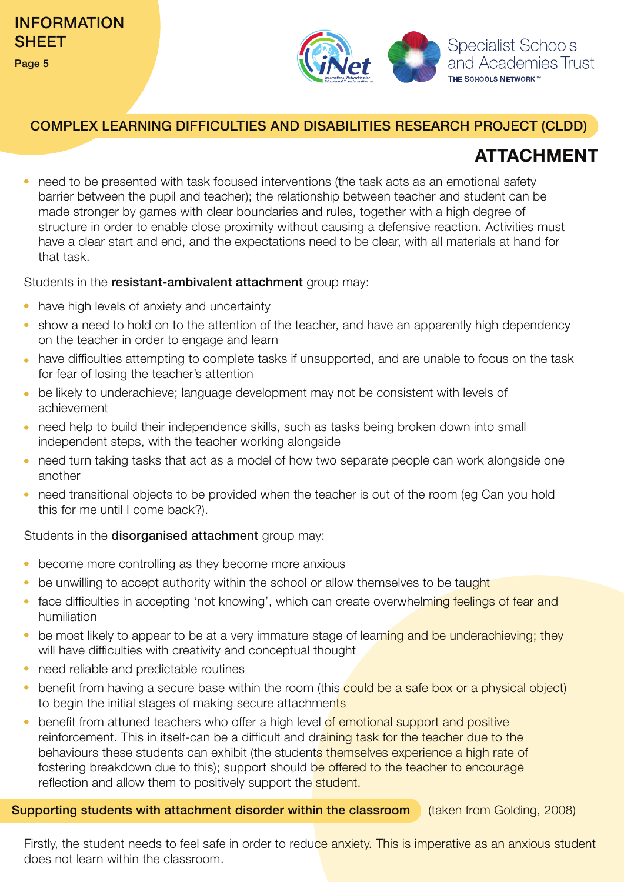## ATTACHMENT

- need to be presented with task focused interventions (the task acts as an emotional safety barrier between the pupil and teacher); the relationship between teacher and student can be made stronger by games with clear boundaries and rules, together with a high degree of structure in order to enable close proximity without causing a defensive reaction. Activities must have a clear start and end, and the expectations need to be clear, with all materials at hand for that task.

Students in the **resistant-ambivalent attachment** group may:

- have high levels of anxiety and uncertainty
- show a need to hold on to the attention of the teacher, and have an apparently high dependency on the teacher in order to engage and learn
- have difficulties attempting to complete tasks if unsupported, and are unable to focus on the task for fear of losing the teacher's attention
- be likely to underachieve; language development may not be consistent with levels of achievement
- need help to build their independence skills, such as tasks being broken down into small independent steps, with the teacher working alongside
- need turn taking tasks that act as a model of how two separate people can work alongside one another
- need transitional objects to be provided when the teacher is out of the room (eg Can you hold this for me until I come back?).

Students in the **disorganised attachment** group may:

- become more controlling as they become more anxious
- be unwilling to accept authority within the school or allow themselves to be taught
- face difficulties in accepting 'not knowing', which can create overwhelming feelings of fear and humiliation
- be most likely to appear to be at a very immature stage of learning and be underachieving; they will have difficulties with creativity and conceptual thought
- need reliable and predictable routines
- benefit from having a secure base within the room (this could be a safe box or a physical object) to begin the initial stages of making secure attachments
- benefit from attuned teachers who offer a high level of emotional support and positive reinforcement. This in itself-can be a difficult and draining task for the teacher due to the behaviours these students can exhibit (the students themselves experience a high rate of fostering breakdown due to this); support should be offered to the teacher to encourage reflection and allow them to positively support the student.

**Supporting students with attachment disorder within the classroom** (taken from Golding, 2008)

Firstly, the student needs to feel safe in order to reduce anxiety. This is imperative as an anxious student does not learn within the classroom.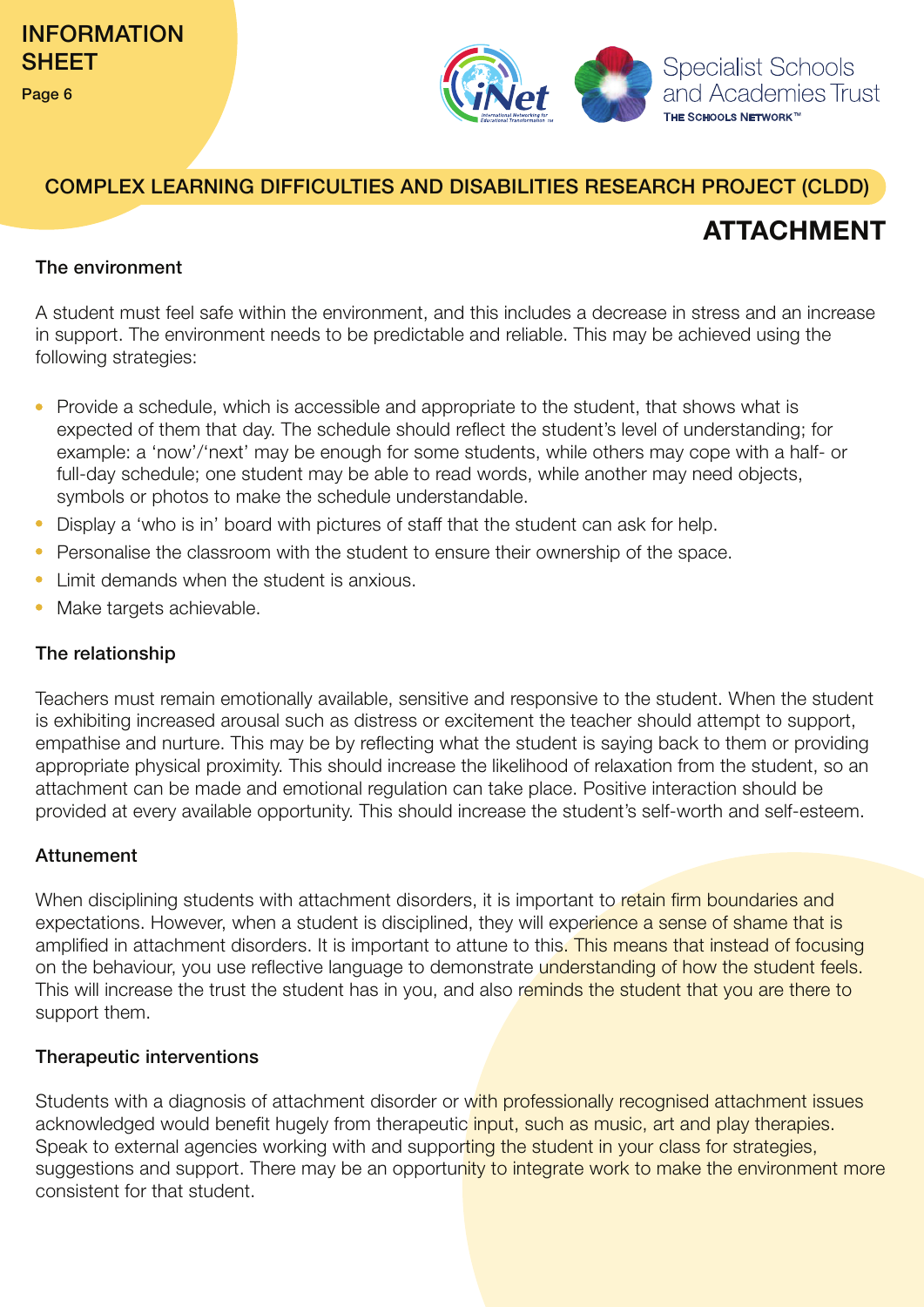## COMPLEX LEARNING DIFFICULTIES AND DISABILITIES RESEARCH PROJECT (CLDD)

# ATTACHMENT

### The environment

A student must feel safe within the environment, and this includes a decrease in stress and an increase in support. The environment needs to be predictable and reliable. This may be achieved using the following strategies:

- Provide a schedule, which is accessible and appropriate to the student, that shows what is expected of them that day. The schedule should reflect the student's level of understanding; for example: a 'now'/'next' may be enough for some students, while others may cope with a half- or full-day schedule; one student may be able to read words, while another may need objects, symbols or photos to make the schedule understandable.
- Display a 'who is in' board with pictures of staff that the student can ask for help.
- Personalise the classroom with the student to ensure their ownership of the space.
- Limit demands when the student is anxious.
- Make targets achievable.

### The relationship

Teachers must remain emotionally available, sensitive and responsive to the student. When the student is exhibiting increased arousal such as distress or excitement the teacher should attempt to support, empathise and nurture. This may be by reflecting what the student is saying back to them or providing appropriate physical proximity. This should increase the likelihood of relaxation from the student, so an attachment can be made and emotional regulation can take place. Positive interaction should be provided at every available opportunity. This should increase the student's self-worth and self-esteem.

### Attunement

When disciplining students with attachment disorders, it is important to retain firm boundaries and expectations. However, when a student is disciplined, they will experience a sense of shame that is amplified in attachment disorders. It is important to attune to this. This means that instead of focusing on the behaviour, you use reflective language to demonstrate understanding of how the student feels. This will increase the trust the student has in you, and also reminds the student that you are there to support them.

### Therapeutic interventions

Students with a diagnosis of attachment disorder or with professionally recognised attachment issues acknowledged would benefit hugely from therapeutic input, such as music, art and play therapies. Speak to external agencies working with and supporting the student in your class for strategies, suggestions and support. There may be an opportunity to integrate work to make the environment more consistent for that student.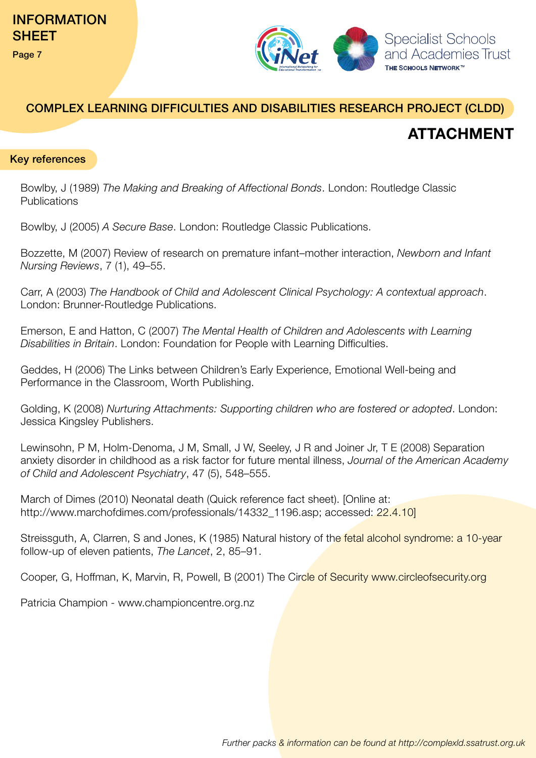# COMPLEX LEARNING DIFFICULTIES AND DISABILITIES RESEARCH PROJECT (CLDD)

## ATTACHMENT

### Key references

Bowlby, J (1989) *The Making and Breaking of Affectional Bonds*. London: Routledge Classic Publications

Bowlby, J (2005) *A Secure Base*. London: Routledge Classic Publications.

Bozzette, M (2007) Review of research on premature infant–mother interaction, *Newborn and Infant Nursing Reviews*, 7 (1), 49–55.

Carr, A (2003) *The Handbook of Child and Adolescent Clinical Psychology: A contextual approach*. London: Brunner-Routledge Publications.

Emerson, E and Hatton, C (2007) *The Mental Health of Children and Adolescents with Learning Disabilities in Britain*. London: Foundation for People with Learning Difficulties.

Geddes, H (2006) The Links between Children's Early Experience, Emotional Well-being and Performance in the Classroom, Worth Publishing.

Golding, K (2008) *Nurturing Attachments: Supporting children who are fostered or adopted*. London: Jessica Kingsley Publishers.

Lewinsohn, P M, Holm-Denoma, J M, Small, J W, Seeley, J R and Joiner Jr, T E (2008) Separation anxiety disorder in childhood as a risk factor for future mental illness, *Journal of the American Academy of Child and Adolescent Psychiatry*, 47 (5), 548–555.

March of Dimes (2010) Neonatal death (Quick reference fact sheet). [Online at: http://www.marchofdimes.com/professionals/14332_1196.asp; accessed: 22.4.10]

Streissguth, A, Clarren, S and Jones, K (1985) Natural history of the fetal alcohol syndrome: a 10-year follow-up of eleven patients, *The Lancet*, 2, 85–91.

Cooper, G, Hoffman, K, Marvin, R, Powell, B (2001) The Circle of Security www.circleofsecurity.org

Patricia Champion - www.championcentre.org.nz

*Further packs & information can be found at http://complexld.ssatrust.org.uk*